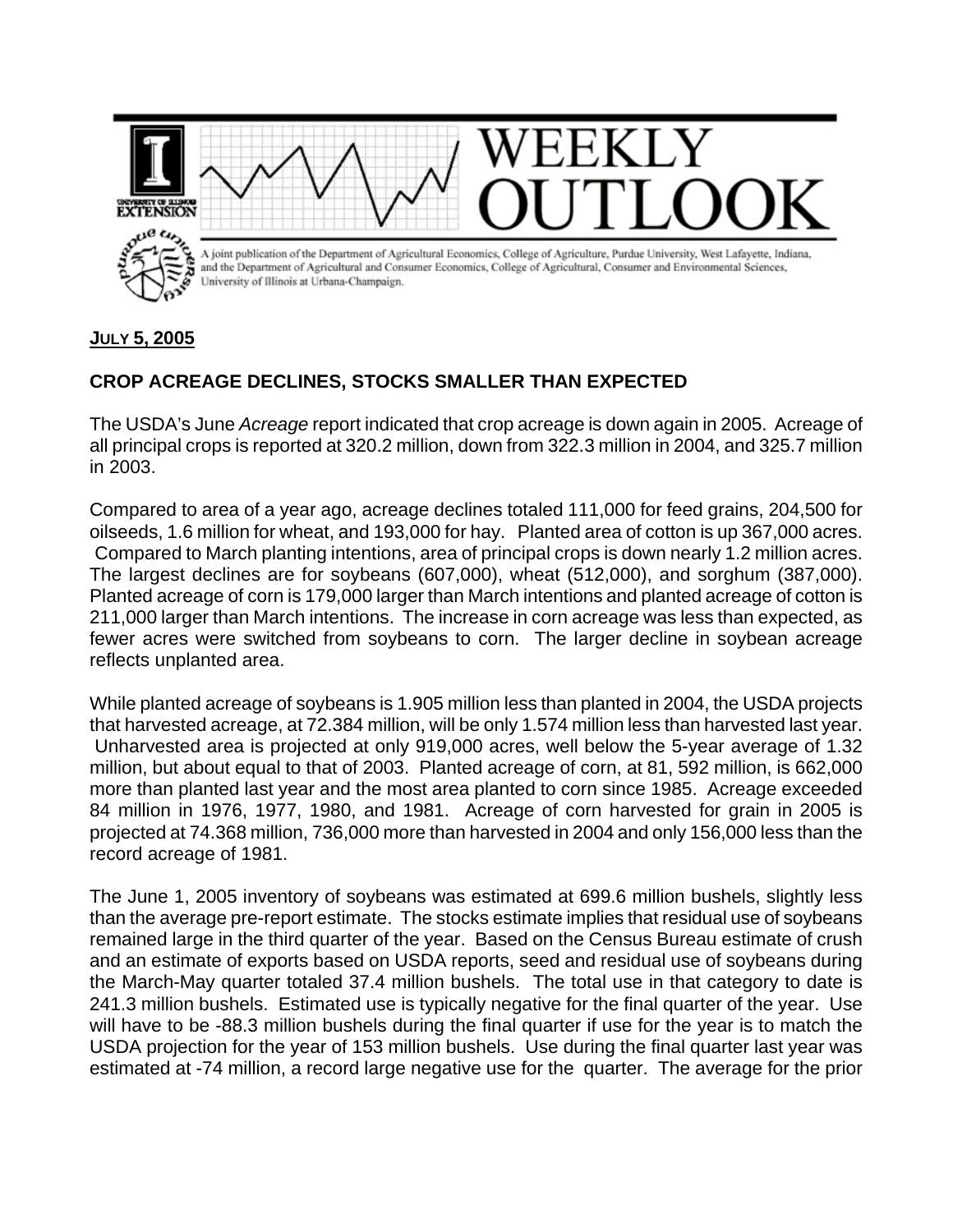**JULY 5, 2005**

## CROP ACREAGE DECLINES, STOCKS SMALLER THAN EXPECTED

The USDA's June *Acreage* report indicated that crop acreage is down again in 2005. Acreage of all principal crops is reported at 320.2 million, down from 322.3 million in 2004, and 325.7 million in 2003.

Compared to area of a year ago, acreage declines totaled 111,000 for feed grains, 204,500 for oilseeds, 1.6 million for wheat, and 193,000 for hay. Planted area of cotton is up 367,000 acres. Compared to March planting intentions, area of principal crops is down nearly 1.2 million acres. The largest declines are for soybeans (607,000), wheat (512,000), and sorghum (387,000). Planted acreage of corn is 179,000 larger than March intentions and planted acreage of cotton is 211,000 larger than March intentions. The increase in corn acreage was less than expected, as fewer acres were switched from soybeans to corn. The larger decline in soybean acreage reflects unplanted area.

While planted acreage of soybeans is 1.905 million less than planted in 2004, the USDA projects that harvested acreage, at 72.384 million, will be only 1.574 million less than harvested last year. Unharvested area is projected at only 919,000 acres, well below the 5-year average of 1.32 million, but about equal to that of 2003. Planted acreage of corn, at 81, 592 million, is 662,000 more than planted last year and the most area planted to corn since 1985. Acreage exceeded 84 million in 1976, 1977, 1980, and 1981. Acreage of corn harvested for grain in 2005 is projected at 74.368 million, 736,000 more than harvested in 2004 and only 156,000 less than the record acreage of 1981.

The June 1, 2005 inventory of soybeans was estimated at 699.6 million bushels, slightly less than the average pre-report estimate. The stocks estimate implies that residual use of soybeans remained large in the third quarter of the year. Based on the Census Bureau estimate of crush and an estimate of exports based on USDA reports, seed and residual use of soybeans during the March-May quarter totaled 37.4 million bushels. The total use in that category to date is 241.3 million bushels. Estimated use is typically negative for the final quarter of the year. Use will have to be -88.3 million bushels during the final quarter if use for the year is to match the USDA projection for the year of 153 million bushels. Use during the final quarter last year was estimated at -74 million, a record large negative use for the quarter. The average for the prior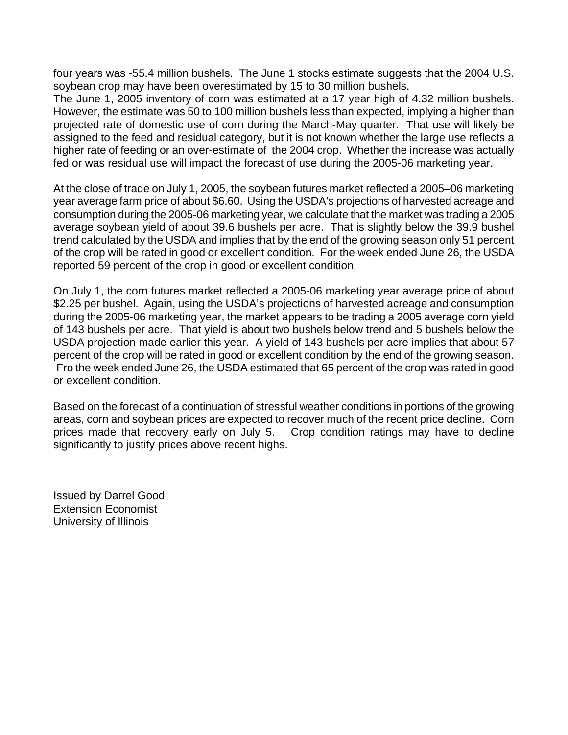four years was -55.4 million bushels. The June 1 stocks estimate suggests that the 2004 U.S. soybean crop may have been overestimated by 15 to 30 million bushels.

The June 1, 2005 inventory of corn was estimated at a 17 year high of 4.32 million bushels. However, the estimate was 50 to 100 million bushels less than expected, implying a higher than projected rate of domestic use of corn during the March-May quarter. That use will likely be assigned to the feed and residual category, but it is not known whether the large use reflects a higher rate of feeding or an over-estimate of the 2004 crop. Whether the increase was actually fed or was residual use will impact the forecast of use during the 2005-06 marketing year.

At the close of trade on July 1, 2005, the soybean futures market reflected a 2005–06 marketing year average farm price of about $6.60. Using the USDA's projections of harvested acreage and consumption during the 2005-06 marketing year, we calculate that the market was trading a 2005 average soybean yield of about 39.6 bushels per acre. That is slightly below the 39.9 bushel trend calculated by the USDA and implies that by the end of the growing season only 51 percent of the crop will be rated in good or excellent condition. For the week ended June 26, the USDA reported 59 percent of the crop in good or excellent condition.

On July 1, the corn futures market reflected a 2005-06 marketing year average price of about $2.25 per bushel. Again, using the USDA's projections of harvested acreage and consumption during the 2005-06 marketing year, the market appears to be trading a 2005 average corn yield of 143 bushels per acre. That yield is about two bushels below trend and 5 bushels below the USDA projection made earlier this year. A yield of 143 bushels per acre implies that about 57 percent of the crop will be rated in good or excellent condition by the end of the growing season. Fro the week ended June 26, the USDA estimated that 65 percent of the crop was rated in good or excellent condition.

Based on the forecast of a continuation of stressful weather conditions in portions of the growing areas, corn and soybean prices are expected to recover much of the recent price decline. Corn prices made that recovery early on July 5. Crop condition ratings may have to decline significantly to justify prices above recent highs.

Issued by Darrel Good  
Extension Economist  
University of Illinois